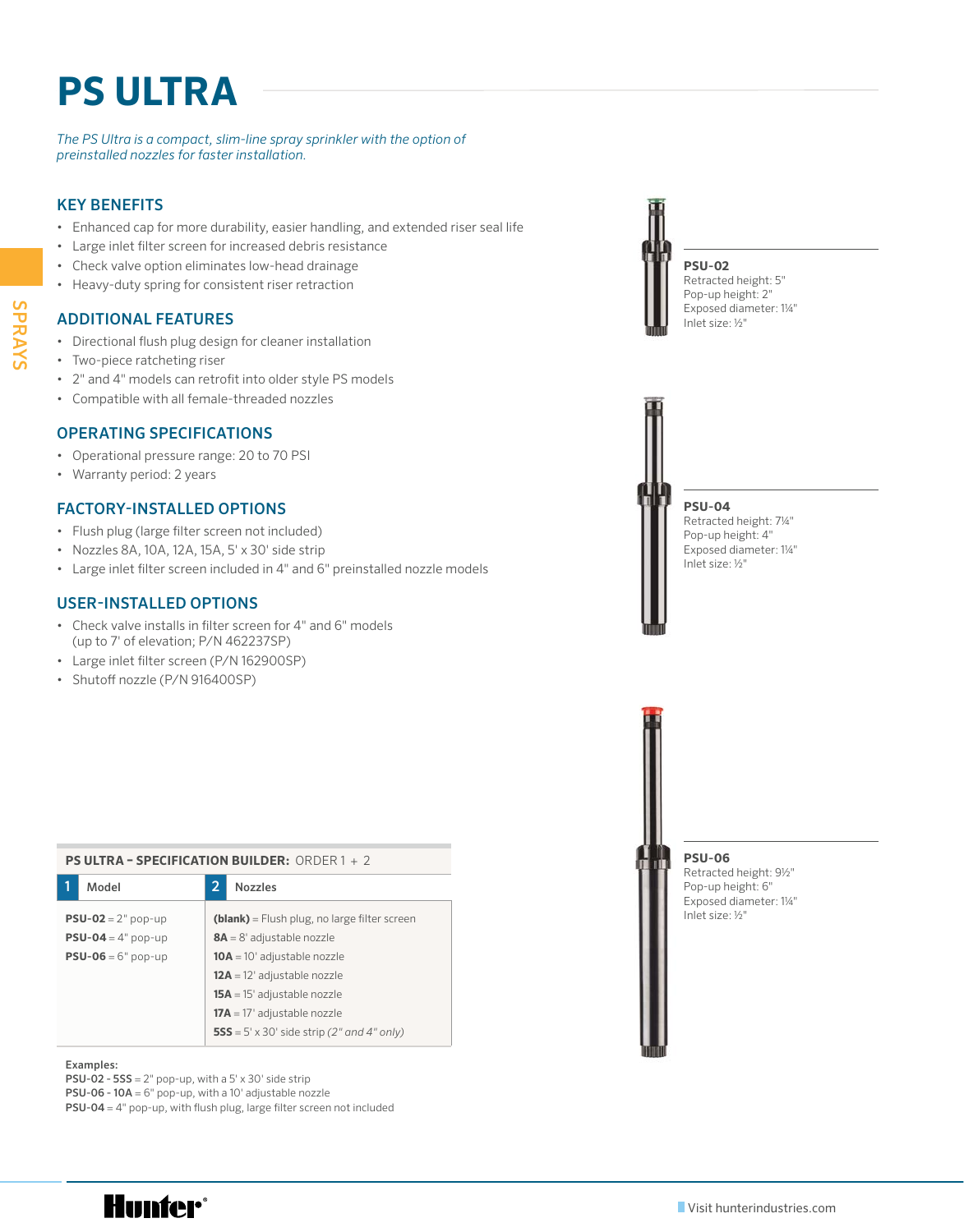# PS ULTRA

*The PS Ultra is a compact, slim-line spray sprinkler with the option of preinstalled nozzles for faster installation.*

## KEY BENEFITS

- Enhanced cap for more durability, easier handling, and extended riser seal life
- Large inlet filter screen for increased debris resistance
- Check valve option eliminates low-head drainage
- Heavy-duty spring for consistent riser retraction

## ADDITIONAL FEATURES

- Directional flush plug design for cleaner installation
- Two-piece ratcheting riser
- 2" and 4" models can retrofit into older style PS models
- Compatible with all female-threaded nozzles

## OPERATING SPECIFICATIONS

- Operational pressure range: 20 to 70 PSI
- Warranty period: 2 years

## FACTORY-INSTALLED OPTIONS

- Flush plug (large filter screen not included)
- Nozzles 8A, 10A, 12A, 15A, 5' x 30' side strip
- Large inlet filter screen included in 4" and 6" preinstalled nozzle models

## USER-INSTALLED OPTIONS

- Check valve installs in filter screen for 4" and 6" models (up to 7' of elevation; P/N 462237SP)
- Large inlet filter screen (P/N 162900SP)
- Shutoff nozzle (P/N 916400SP)

**PSU-02**
Retracted height: 5"
Pop-up height: 2"
Exposed diameter: 1¼"
Inlet size: ½"

**PSU-04**
Retracted height: 7¼"
Pop-up height: 4"
Exposed diameter: 1¼"
Inlet size: ½"

**PSU-06**
Retracted height: 9½"
Pop-up height: 6"
Exposed diameter: 1¼"
Inlet size: ½"

**PS ULTRA – SPECIFICATION BUILDER:** ORDER 1 + 2

| 1 Model | 2 Nozzles |
|---|---|
| **PSU-02** = 2" pop-up | **(blank)** = Flush plug, no large filter screen |
| **PSU-04** = 4" pop-up | **8A** = 8' adjustable nozzle |
| **PSU-06** = 6" pop-up | **10A** = 10' adjustable nozzle |
| | **12A** = 12' adjustable nozzle |
| | **15A** = 15' adjustable nozzle |
| | **17A** = 17' adjustable nozzle |
| | **5SS** = 5' x 30' side strip *(2" and 4" only)* |

**Examples:**
**PSU-02 - 5SS** = 2" pop-up, with a 5' x 30' side strip
**PSU-06 - 10A** = 6" pop-up, with a 10' adjustable nozzle
**PSU-04** = 4" pop-up, with flush plug, large filter screen not included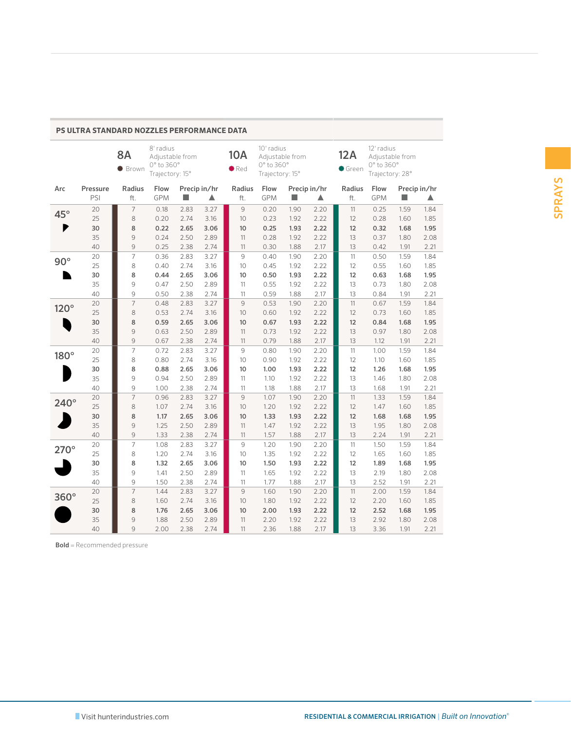## PS ULTRA STANDARD NOZZLES PERFORMANCE DATA

| | | **8A** ● Brown — 8' radius, Adjustable from 0° to 360°, Trajectory: 15° | | | | **10A** ● Red — 10' radius, Adjustable from 0° to 360°, Trajectory: 15° | | | | **12A** ● Green — 12' radius, Adjustable from 0° to 360°, Trajectory: 28° | | | |
|---|---|---|---|---|---|---|---|---|---|---|---|---|---|
| **Arc** | **Pressure** PSI | **Radius** ft. | **Flow** GPM | **Precip in/hr** ■ | **Precip in/hr** ▲ | **Radius** ft. | **Flow** GPM | **Precip in/hr** ■ | **Precip in/hr** ▲ | **Radius** ft. | **Flow** GPM | **Precip in/hr** ■ | **Precip in/hr** ▲ |
| **45°** | 20 | 7 | 0.18 | 2.83 | 3.27 | 9 | 0.20 | 1.90 | 2.20 | 11 | 0.25 | 1.59 | 1.84 |
| | 25 | 8 | 0.20 | 2.74 | 3.16 | 10 | 0.23 | 1.92 | 2.22 | 12 | 0.28 | 1.60 | 1.85 |
| | **30** | **8** | **0.22** | **2.65** | **3.06** | **10** | **0.25** | **1.93** | **2.22** | **12** | **0.32** | **1.68** | **1.95** |
| | 35 | 9 | 0.24 | 2.50 | 2.89 | 11 | 0.28 | 1.92 | 2.22 | 13 | 0.37 | 1.80 | 2.08 |
| | 40 | 9 | 0.25 | 2.38 | 2.74 | 11 | 0.30 | 1.88 | 2.17 | 13 | 0.42 | 1.91 | 2.21 |
| **90°** | 20 | 7 | 0.36 | 2.83 | 3.27 | 9 | 0.40 | 1.90 | 2.20 | 11 | 0.50 | 1.59 | 1.84 |
| | 25 | 8 | 0.40 | 2.74 | 3.16 | 10 | 0.45 | 1.92 | 2.22 | 12 | 0.55 | 1.60 | 1.85 |
| | **30** | **8** | **0.44** | **2.65** | **3.06** | **10** | **0.50** | **1.93** | **2.22** | **12** | **0.63** | **1.68** | **1.95** |
| | 35 | 9 | 0.47 | 2.50 | 2.89 | 11 | 0.55 | 1.92 | 2.22 | 13 | 0.73 | 1.80 | 2.08 |
| | 40 | 9 | 0.50 | 2.38 | 2.74 | 11 | 0.59 | 1.88 | 2.17 | 13 | 0.84 | 1.91 | 2.21 |
| **120°** | 20 | 7 | 0.48 | 2.83 | 3.27 | 9 | 0.53 | 1.90 | 2.20 | 11 | 0.67 | 1.59 | 1.84 |
| | 25 | 8 | 0.53 | 2.74 | 3.16 | 10 | 0.60 | 1.92 | 2.22 | 12 | 0.73 | 1.60 | 1.85 |
| | **30** | **8** | **0.59** | **2.65** | **3.06** | **10** | **0.67** | **1.93** | **2.22** | **12** | **0.84** | **1.68** | **1.95** |
| | 35 | 9 | 0.63 | 2.50 | 2.89 | 11 | 0.73 | 1.92 | 2.22 | 13 | 0.97 | 1.80 | 2.08 |
| | 40 | 9 | 0.67 | 2.38 | 2.74 | 11 | 0.79 | 1.88 | 2.17 | 13 | 1.12 | 1.91 | 2.21 |
| **180°** | 20 | 7 | 0.72 | 2.83 | 3.27 | 9 | 0.80 | 1.90 | 2.20 | 11 | 1.00 | 1.59 | 1.84 |
| | 25 | 8 | 0.80 | 2.74 | 3.16 | 10 | 0.90 | 1.92 | 2.22 | 12 | 1.10 | 1.60 | 1.85 |
| | **30** | **8** | **0.88** | **2.65** | **3.06** | **10** | **1.00** | **1.93** | **2.22** | **12** | **1.26** | **1.68** | **1.95** |
| | 35 | 9 | 0.94 | 2.50 | 2.89 | 11 | 1.10 | 1.92 | 2.22 | 13 | 1.46 | 1.80 | 2.08 |
| | 40 | 9 | 1.00 | 2.38 | 2.74 | 11 | 1.18 | 1.88 | 2.17 | 13 | 1.68 | 1.91 | 2.21 |
| **240°** | 20 | 7 | 0.96 | 2.83 | 3.27 | 9 | 1.07 | 1.90 | 2.20 | 11 | 1.33 | 1.59 | 1.84 |
| | 25 | 8 | 1.07 | 2.74 | 3.16 | 10 | 1.20 | 1.92 | 2.22 | 12 | 1.47 | 1.60 | 1.85 |
| | **30** | **8** | **1.17** | **2.65** | **3.06** | **10** | **1.33** | **1.93** | **2.22** | **12** | **1.68** | **1.68** | **1.95** |
| | 35 | 9 | 1.25 | 2.50 | 2.89 | 11 | 1.47 | 1.92 | 2.22 | 13 | 1.95 | 1.80 | 2.08 |
| | 40 | 9 | 1.33 | 2.38 | 2.74 | 11 | 1.57 | 1.88 | 2.17 | 13 | 2.24 | 1.91 | 2.21 |
| **270°** | 20 | 7 | 1.08 | 2.83 | 3.27 | 9 | 1.20 | 1.90 | 2.20 | 11 | 1.50 | 1.59 | 1.84 |
| | 25 | 8 | 1.20 | 2.74 | 3.16 | 10 | 1.35 | 1.92 | 2.22 | 12 | 1.65 | 1.60 | 1.85 |
| | **30** | **8** | **1.32** | **2.65** | **3.06** | **10** | **1.50** | **1.93** | **2.22** | **12** | **1.89** | **1.68** | **1.95** |
| | 35 | 9 | 1.41 | 2.50 | 2.89 | 11 | 1.65 | 1.92 | 2.22 | 13 | 2.19 | 1.80 | 2.08 |
| | 40 | 9 | 1.50 | 2.38 | 2.74 | 11 | 1.77 | 1.88 | 2.17 | 13 | 2.52 | 1.91 | 2.21 |
| **360°** | 20 | 7 | 1.44 | 2.83 | 3.27 | 9 | 1.60 | 1.90 | 2.20 | 11 | 2.00 | 1.59 | 1.84 |
| | 25 | 8 | 1.60 | 2.74 | 3.16 | 10 | 1.80 | 1.92 | 2.22 | 12 | 2.20 | 1.60 | 1.85 |
| | **30** | **8** | **1.76** | **2.65** | **3.06** | **10** | **2.00** | **1.93** | **2.22** | **12** | **2.52** | **1.68** | **1.95** |
| | 35 | 9 | 1.88 | 2.50 | 2.89 | 11 | 2.20 | 1.92 | 2.22 | 13 | 2.92 | 1.80 | 2.08 |
| | 40 | 9 | 2.00 | 2.38 | 2.74 | 11 | 2.36 | 1.88 | 2.17 | 13 | 3.36 | 1.91 | 2.21 |

**Bold** = Recommended pressure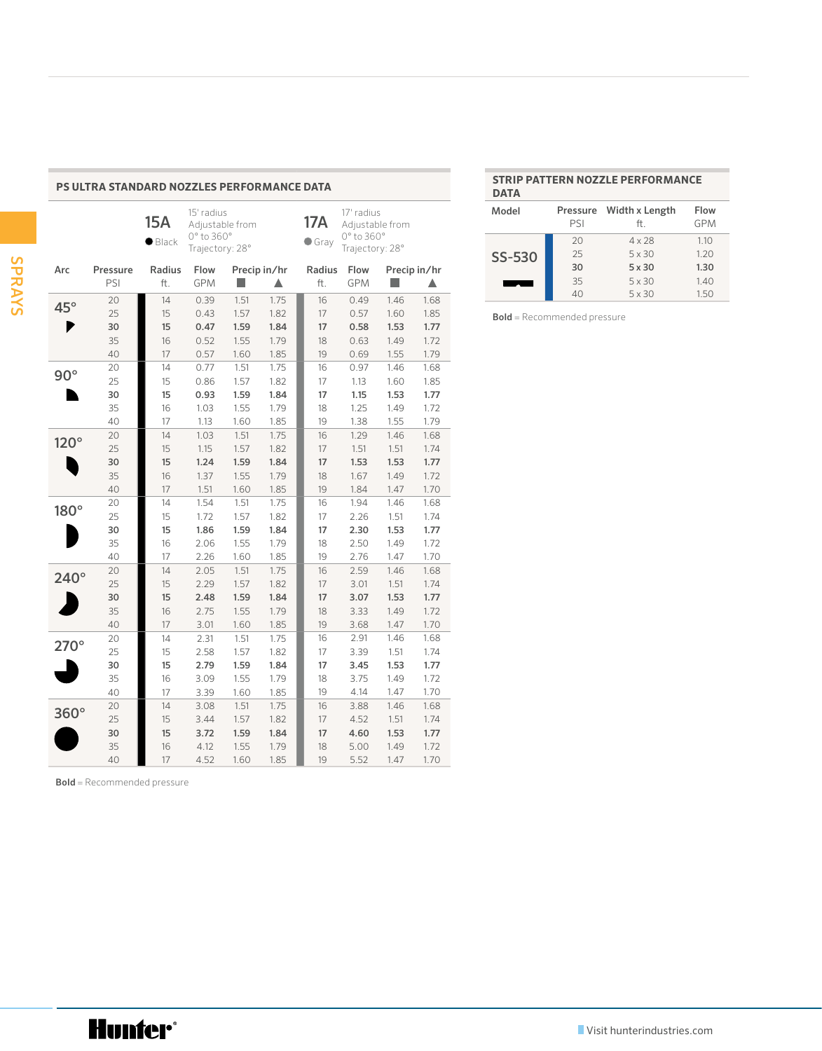## PS ULTRA STANDARD NOZZLES PERFORMANCE DATA

| | | 15A ● Black — 15' radius, Adjustable from 0° to 360°, Trajectory: 28° | | | | 17A ● Gray — 17' radius, Adjustable from 0° to 360°, Trajectory: 28° | | | |
|---|---|---|---|---|---|---|---|---|---|
| Arc | Pressure PSI | Radius ft. | Flow GPM | Precip in/hr ■ | Precip in/hr ▲ | Radius ft. | Flow GPM | Precip in/hr ■ | Precip in/hr ▲ |
| 45° | 20 | 14 | 0.39 | 1.51 | 1.75 | 16 | 0.49 | 1.46 | 1.68 |
| | 25 | 15 | 0.43 | 1.57 | 1.82 | 17 | 0.57 | 1.60 | 1.85 |
| | **30** | **15** | **0.47** | **1.59** | **1.84** | **17** | **0.58** | **1.53** | **1.77** |
| | 35 | 16 | 0.52 | 1.55 | 1.79 | 18 | 0.63 | 1.49 | 1.72 |
| | 40 | 17 | 0.57 | 1.60 | 1.85 | 19 | 0.69 | 1.55 | 1.79 |
| 90° | 20 | 14 | 0.77 | 1.51 | 1.75 | 16 | 0.97 | 1.46 | 1.68 |
| | 25 | 15 | 0.86 | 1.57 | 1.82 | 17 | 1.13 | 1.60 | 1.85 |
| | **30** | **15** | **0.93** | **1.59** | **1.84** | **17** | **1.15** | **1.53** | **1.77** |
| | 35 | 16 | 1.03 | 1.55 | 1.79 | 18 | 1.25 | 1.49 | 1.72 |
| | 40 | 17 | 1.13 | 1.60 | 1.85 | 19 | 1.38 | 1.55 | 1.79 |
| 120° | 20 | 14 | 1.03 | 1.51 | 1.75 | 16 | 1.29 | 1.46 | 1.68 |
| | 25 | 15 | 1.15 | 1.57 | 1.82 | 17 | 1.51 | 1.51 | 1.74 |
| | **30** | **15** | **1.24** | **1.59** | **1.84** | **17** | **1.53** | **1.53** | **1.77** |
| | 35 | 16 | 1.37 | 1.55 | 1.79 | 18 | 1.67 | 1.49 | 1.72 |
| | 40 | 17 | 1.51 | 1.60 | 1.85 | 19 | 1.84 | 1.47 | 1.70 |
| 180° | 20 | 14 | 1.54 | 1.51 | 1.75 | 16 | 1.94 | 1.46 | 1.68 |
| | 25 | 15 | 1.72 | 1.57 | 1.82 | 17 | 2.26 | 1.51 | 1.74 |
| | **30** | **15** | **1.86** | **1.59** | **1.84** | **17** | **2.30** | **1.53** | **1.77** |
| | 35 | 16 | 2.06 | 1.55 | 1.79 | 18 | 2.50 | 1.49 | 1.72 |
| | 40 | 17 | 2.26 | 1.60 | 1.85 | 19 | 2.76 | 1.47 | 1.70 |
| 240° | 20 | 14 | 2.05 | 1.51 | 1.75 | 16 | 2.59 | 1.46 | 1.68 |
| | 25 | 15 | 2.29 | 1.57 | 1.82 | 17 | 3.01 | 1.51 | 1.74 |
| | **30** | **15** | **2.48** | **1.59** | **1.84** | **17** | **3.07** | **1.53** | **1.77** |
| | 35 | 16 | 2.75 | 1.55 | 1.79 | 18 | 3.33 | 1.49 | 1.72 |
| | 40 | 17 | 3.01 | 1.60 | 1.85 | 19 | 3.68 | 1.47 | 1.70 |
| 270° | 20 | 14 | 2.31 | 1.51 | 1.75 | 16 | 2.91 | 1.46 | 1.68 |
| | 25 | 15 | 2.58 | 1.57 | 1.82 | 17 | 3.39 | 1.51 | 1.74 |
| | **30** | **15** | **2.79** | **1.59** | **1.84** | **17** | **3.45** | **1.53** | **1.77** |
| | 35 | 16 | 3.09 | 1.55 | 1.79 | 18 | 3.75 | 1.49 | 1.72 |
| | 40 | 17 | 3.39 | 1.60 | 1.85 | 19 | 4.14 | 1.47 | 1.70 |
| 360° | 20 | 14 | 3.08 | 1.51 | 1.75 | 16 | 3.88 | 1.46 | 1.68 |
| | 25 | 15 | 3.44 | 1.57 | 1.82 | 17 | 4.52 | 1.51 | 1.74 |
| | **30** | **15** | **3.72** | **1.59** | **1.84** | **17** | **4.60** | **1.53** | **1.77** |
| | 35 | 16 | 4.12 | 1.55 | 1.79 | 18 | 5.00 | 1.49 | 1.72 |
| | 40 | 17 | 4.52 | 1.60 | 1.85 | 19 | 5.52 | 1.47 | 1.70 |

**Bold** = Recommended pressure

## STRIP PATTERN NOZZLE PERFORMANCE DATA

| Model | Pressure PSI | Width x Length ft. | Flow GPM |
|---|---|---|---|
| SS-530 | 20 | 4 x 28 | 1.10 |
| | 25 | 5 x 30 | 1.20 |
| | **30** | **5 x 30** | **1.30** |
| | 35 | 5 x 30 | 1.40 |
| | 40 | 5 x 30 | 1.50 |

**Bold** = Recommended pressure